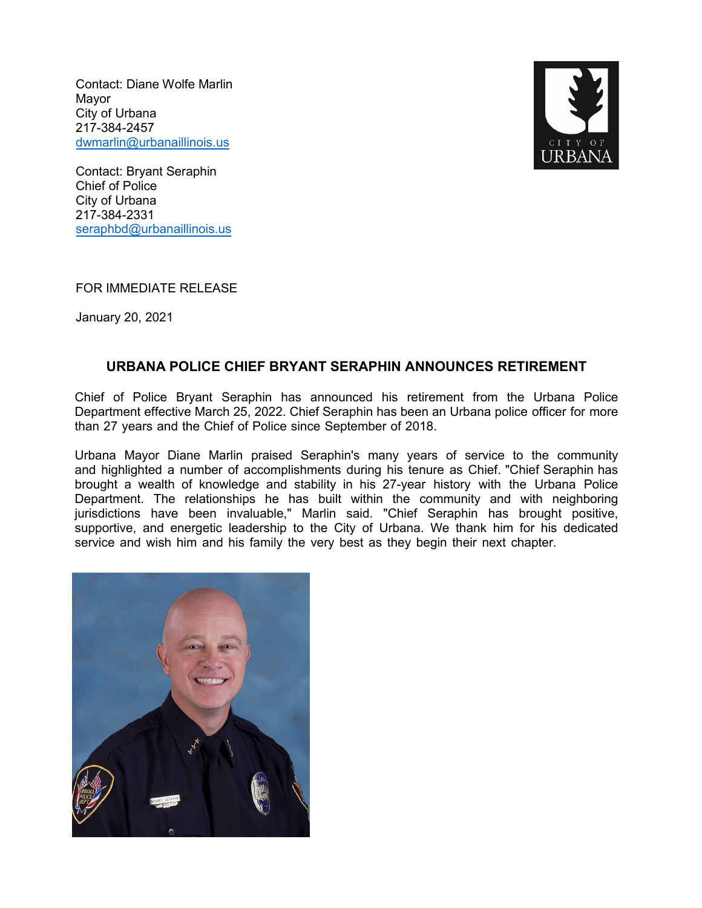Contact: Diane Wolfe Marlin
Mayor
City of Urbana
217-384-2457
dwmarlin@urbanaillinois.us

Contact: Bryant Seraphin
Chief of Police
City of Urbana
217-384-2331
seraphbd@urbanaillinois.us

FOR IMMEDIATE RELEASE

January 20, 2021

## URBANA POLICE CHIEF BRYANT SERAPHIN ANNOUNCES RETIREMENT

Chief of Police Bryant Seraphin has announced his retirement from the Urbana Police Department effective March 25, 2022. Chief Seraphin has been an Urbana police officer for more than 27 years and the Chief of Police since September of 2018.

Urbana Mayor Diane Marlin praised Seraphin's many years of service to the community and highlighted a number of accomplishments during his tenure as Chief. "Chief Seraphin has brought a wealth of knowledge and stability in his 27-year history with the Urbana Police Department. The relationships he has built within the community and with neighboring jurisdictions have been invaluable," Marlin said. "Chief Seraphin has brought positive, supportive, and energetic leadership to the City of Urbana. We thank him for his dedicated service and wish him and his family the very best as they begin their next chapter.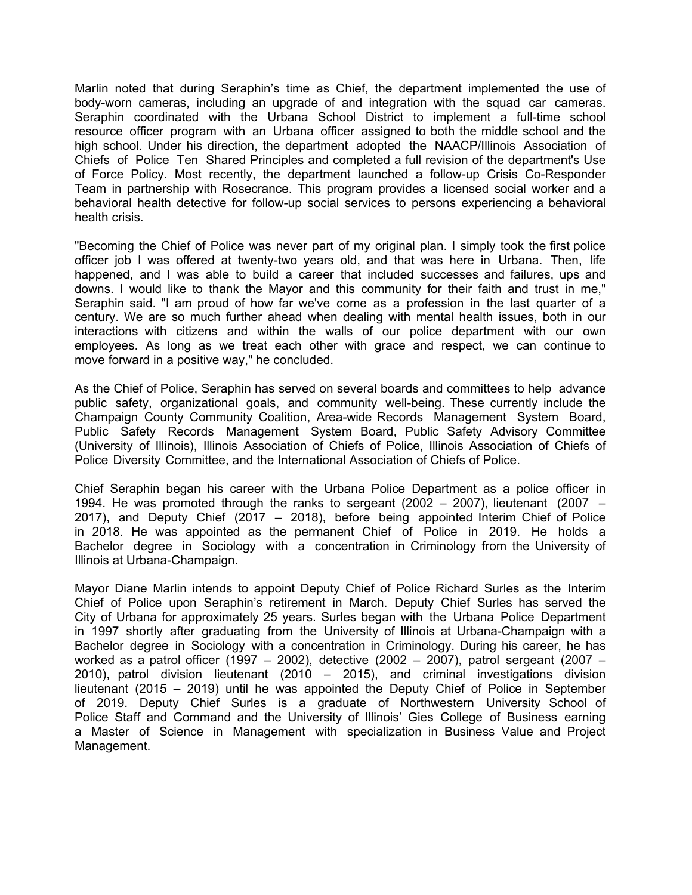Marlin noted that during Seraphin's time as Chief, the department implemented the use of body-worn cameras, including an upgrade of and integration with the squad car cameras. Seraphin coordinated with the Urbana School District to implement a full-time school resource officer program with an Urbana officer assigned to both the middle school and the high school. Under his direction, the department adopted the NAACP/Illinois Association of Chiefs of Police Ten Shared Principles and completed a full revision of the department's Use of Force Policy. Most recently, the department launched a follow-up Crisis Co-Responder Team in partnership with Rosecrance. This program provides a licensed social worker and a behavioral health detective for follow-up social services to persons experiencing a behavioral health crisis.

"Becoming the Chief of Police was never part of my original plan. I simply took the first police officer job I was offered at twenty-two years old, and that was here in Urbana. Then, life happened, and I was able to build a career that included successes and failures, ups and downs. I would like to thank the Mayor and this community for their faith and trust in me," Seraphin said. "I am proud of how far we've come as a profession in the last quarter of a century. We are so much further ahead when dealing with mental health issues, both in our interactions with citizens and within the walls of our police department with our own employees. As long as we treat each other with grace and respect, we can continue to move forward in a positive way," he concluded.

As the Chief of Police, Seraphin has served on several boards and committees to help advance public safety, organizational goals, and community well-being. These currently include the Champaign County Community Coalition, Area-wide Records Management System Board, Public Safety Records Management System Board, Public Safety Advisory Committee (University of Illinois), Illinois Association of Chiefs of Police, Illinois Association of Chiefs of Police Diversity Committee, and the International Association of Chiefs of Police.

Chief Seraphin began his career with the Urbana Police Department as a police officer in 1994. He was promoted through the ranks to sergeant (2002 – 2007), lieutenant (2007 – 2017), and Deputy Chief (2017 – 2018), before being appointed Interim Chief of Police in 2018. He was appointed as the permanent Chief of Police in 2019. He holds a Bachelor degree in Sociology with a concentration in Criminology from the University of Illinois at Urbana-Champaign.

Mayor Diane Marlin intends to appoint Deputy Chief of Police Richard Surles as the Interim Chief of Police upon Seraphin's retirement in March. Deputy Chief Surles has served the City of Urbana for approximately 25 years. Surles began with the Urbana Police Department in 1997 shortly after graduating from the University of Illinois at Urbana-Champaign with a Bachelor degree in Sociology with a concentration in Criminology. During his career, he has worked as a patrol officer (1997 – 2002), detective (2002 – 2007), patrol sergeant (2007 – 2010), patrol division lieutenant (2010 – 2015), and criminal investigations division lieutenant (2015 – 2019) until he was appointed the Deputy Chief of Police in September of 2019. Deputy Chief Surles is a graduate of Northwestern University School of Police Staff and Command and the University of Illinois' Gies College of Business earning a Master of Science in Management with specialization in Business Value and Project Management.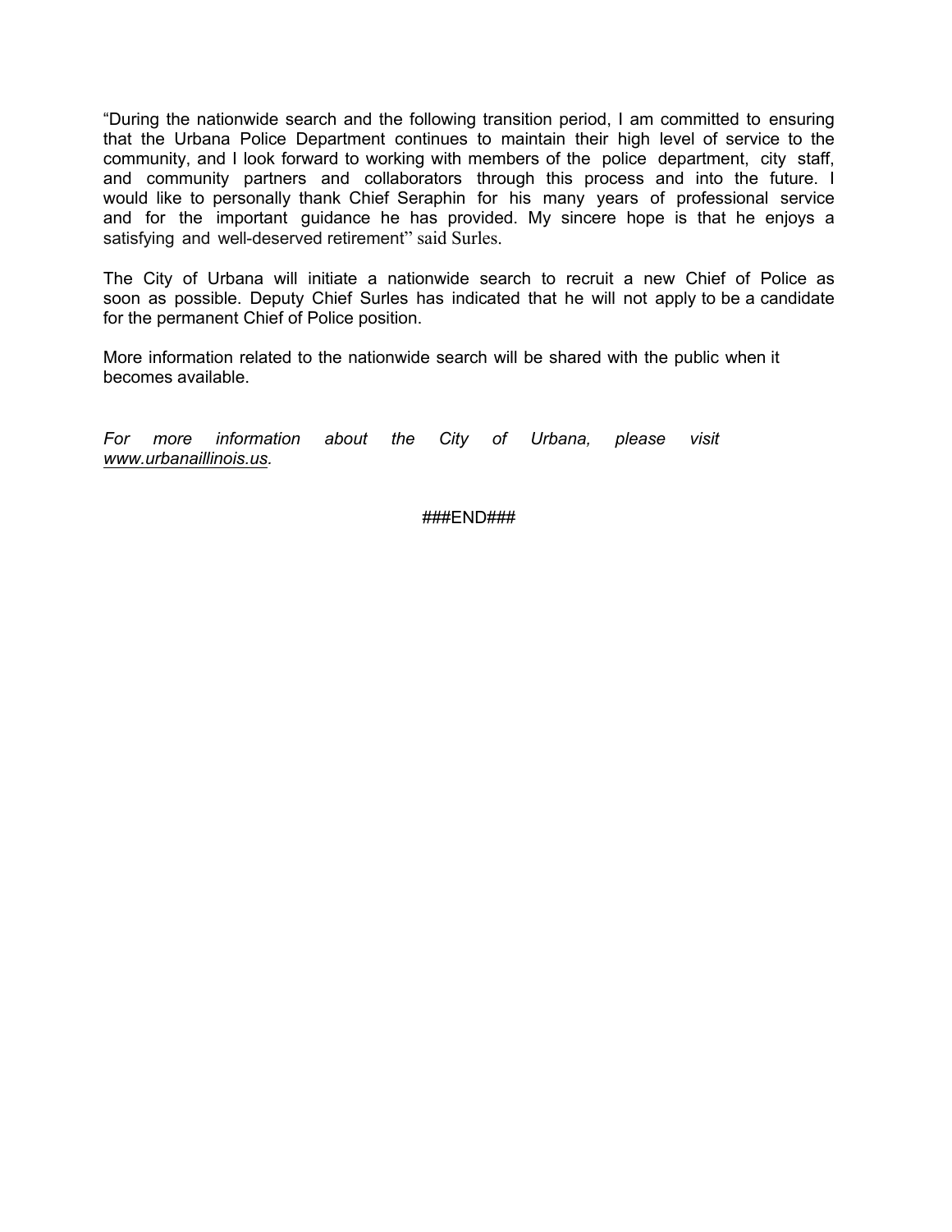"During the nationwide search and the following transition period, I am committed to ensuring that the Urbana Police Department continues to maintain their high level of service to the community, and I look forward to working with members of the police department, city staff, and community partners and collaborators through this process and into the future. I would like to personally thank Chief Seraphin for his many years of professional service and for the important guidance he has provided. My sincere hope is that he enjoys a satisfying and well-deserved retirement" said Surles.

The City of Urbana will initiate a nationwide search to recruit a new Chief of Police as soon as possible. Deputy Chief Surles has indicated that he will not apply to be a candidate for the permanent Chief of Police position.

More information related to the nationwide search will be shared with the public when it becomes available.

*For more information about the City of Urbana, please visit www.urbanaillinois.us.*

###END###